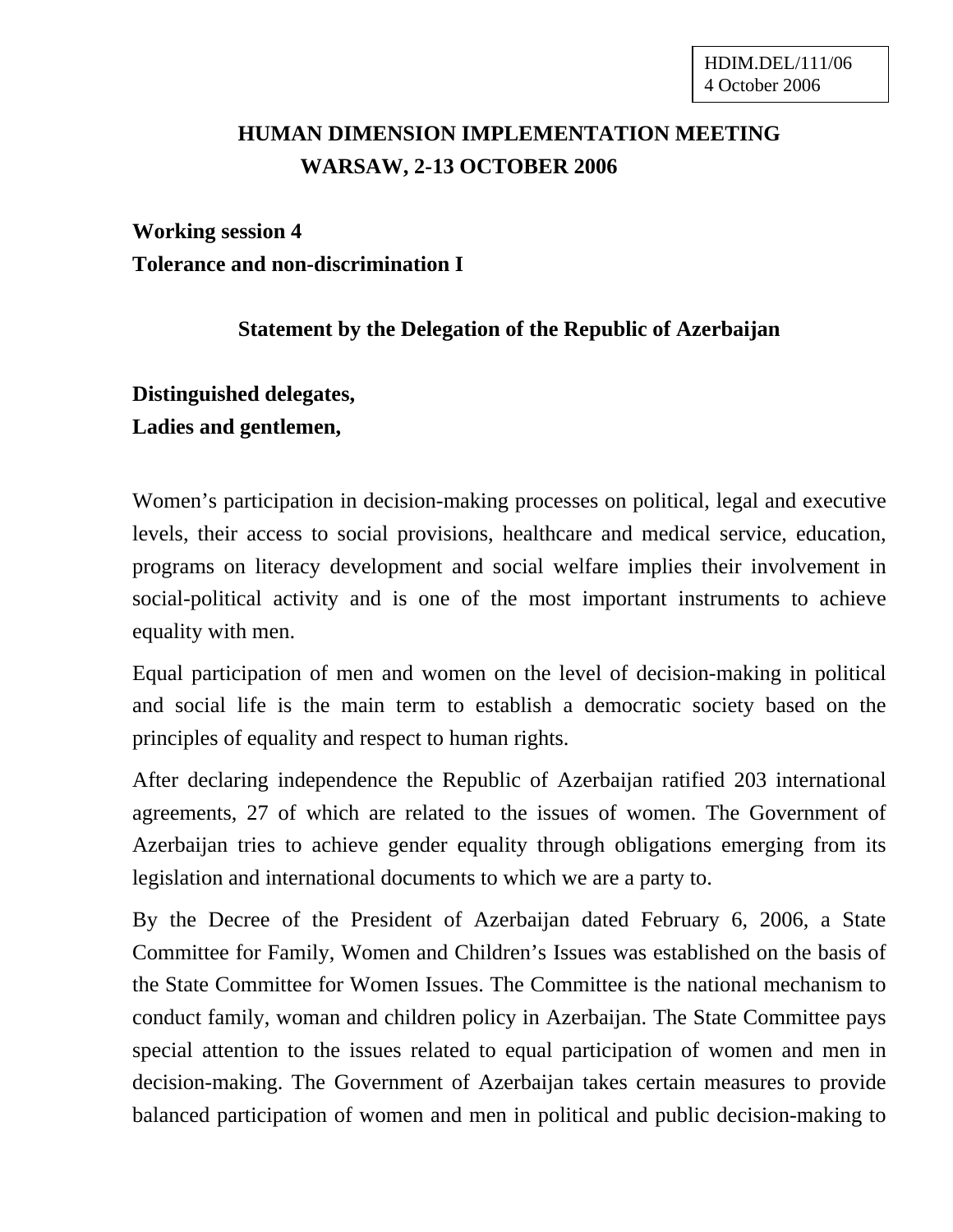HDIM.DEL/111/06
4 October 2006

# HUMAN DIMENSION IMPLEMENTATION MEETING
# WARSAW, 2-13 OCTOBER 2006

**Working session 4**
**Tolerance and non-discrimination I**

## Statement by the Delegation of the Republic of Azerbaijan

**Distinguished delegates,**
**Ladies and gentlemen,**

Women's participation in decision-making processes on political, legal and executive levels, their access to social provisions, healthcare and medical service, education, programs on literacy development and social welfare implies their involvement in social-political activity and is one of the most important instruments to achieve equality with men.

Equal participation of men and women on the level of decision-making in political and social life is the main term to establish a democratic society based on the principles of equality and respect to human rights.

After declaring independence the Republic of Azerbaijan ratified 203 international agreements, 27 of which are related to the issues of women. The Government of Azerbaijan tries to achieve gender equality through obligations emerging from its legislation and international documents to which we are a party to.

By the Decree of the President of Azerbaijan dated February 6, 2006, a State Committee for Family, Women and Children's Issues was established on the basis of the State Committee for Women Issues. The Committee is the national mechanism to conduct family, woman and children policy in Azerbaijan. The State Committee pays special attention to the issues related to equal participation of women and men in decision-making. The Government of Azerbaijan takes certain measures to provide balanced participation of women and men in political and public decision-making to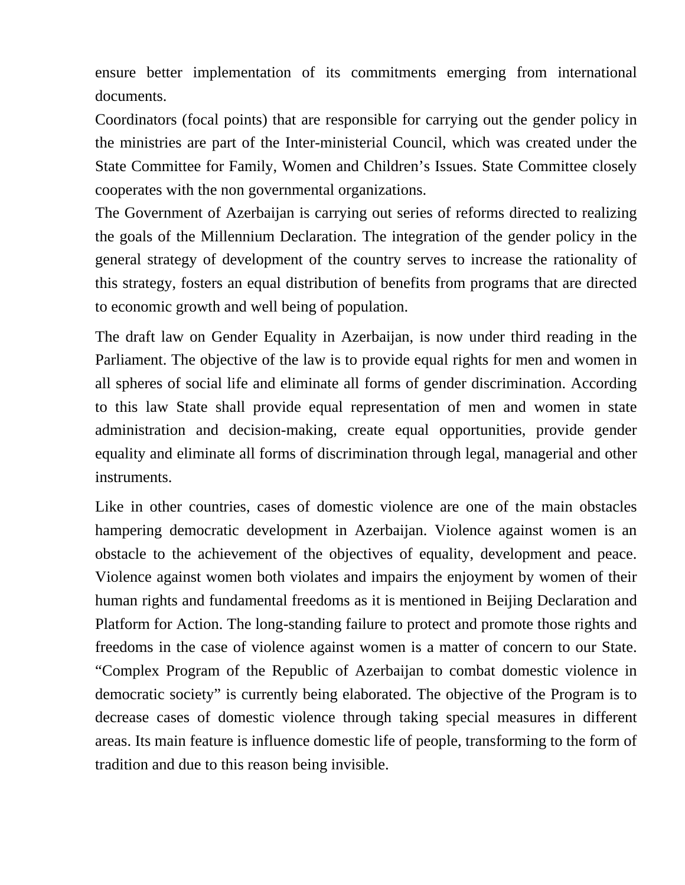ensure better implementation of its commitments emerging from international documents.

Coordinators (focal points) that are responsible for carrying out the gender policy in the ministries are part of the Inter-ministerial Council, which was created under the State Committee for Family, Women and Children's Issues. State Committee closely cooperates with the non governmental organizations.

The Government of Azerbaijan is carrying out series of reforms directed to realizing the goals of the Millennium Declaration. The integration of the gender policy in the general strategy of development of the country serves to increase the rationality of this strategy, fosters an equal distribution of benefits from programs that are directed to economic growth and well being of population.

The draft law on Gender Equality in Azerbaijan, is now under third reading in the Parliament. The objective of the law is to provide equal rights for men and women in all spheres of social life and eliminate all forms of gender discrimination. According to this law State shall provide equal representation of men and women in state administration and decision-making, create equal opportunities, provide gender equality and eliminate all forms of discrimination through legal, managerial and other instruments.

Like in other countries, cases of domestic violence are one of the main obstacles hampering democratic development in Azerbaijan. Violence against women is an obstacle to the achievement of the objectives of equality, development and peace. Violence against women both violates and impairs the enjoyment by women of their human rights and fundamental freedoms as it is mentioned in Beijing Declaration and Platform for Action. The long-standing failure to protect and promote those rights and freedoms in the case of violence against women is a matter of concern to our State. "Complex Program of the Republic of Azerbaijan to combat domestic violence in democratic society" is currently being elaborated. The objective of the Program is to decrease cases of domestic violence through taking special measures in different areas. Its main feature is influence domestic life of people, transforming to the form of tradition and due to this reason being invisible.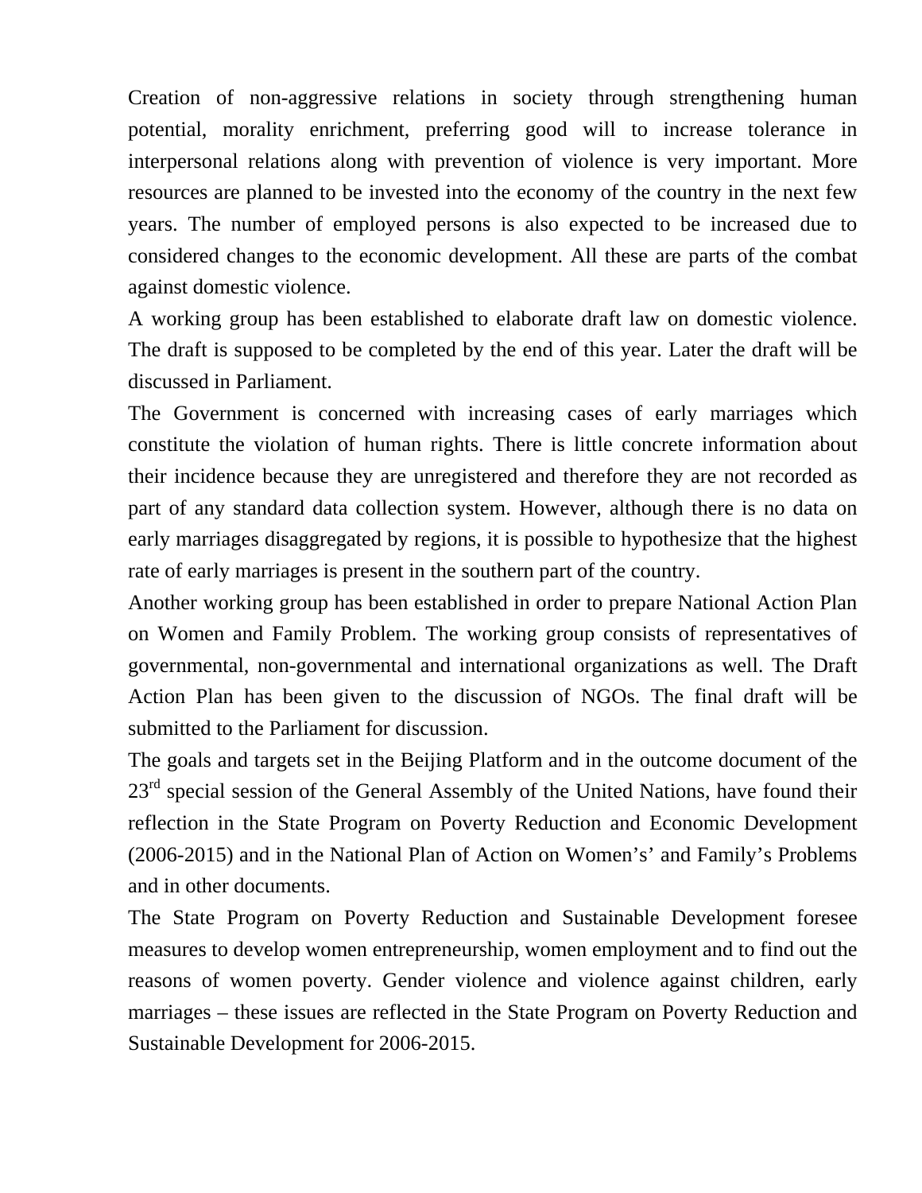Creation of non-aggressive relations in society through strengthening human potential, morality enrichment, preferring good will to increase tolerance in interpersonal relations along with prevention of violence is very important. More resources are planned to be invested into the economy of the country in the next few years. The number of employed persons is also expected to be increased due to considered changes to the economic development. All these are parts of the combat against domestic violence.

A working group has been established to elaborate draft law on domestic violence. The draft is supposed to be completed by the end of this year. Later the draft will be discussed in Parliament.

The Government is concerned with increasing cases of early marriages which constitute the violation of human rights. There is little concrete information about their incidence because they are unregistered and therefore they are not recorded as part of any standard data collection system. However, although there is no data on early marriages disaggregated by regions, it is possible to hypothesize that the highest rate of early marriages is present in the southern part of the country.

Another working group has been established in order to prepare National Action Plan on Women and Family Problem. The working group consists of representatives of governmental, non-governmental and international organizations as well. The Draft Action Plan has been given to the discussion of NGOs. The final draft will be submitted to the Parliament for discussion.

The goals and targets set in the Beijing Platform and in the outcome document of the 23rd special session of the General Assembly of the United Nations, have found their reflection in the State Program on Poverty Reduction and Economic Development (2006-2015) and in the National Plan of Action on Women's' and Family's Problems and in other documents.

The State Program on Poverty Reduction and Sustainable Development foresee measures to develop women entrepreneurship, women employment and to find out the reasons of women poverty. Gender violence and violence against children, early marriages – these issues are reflected in the State Program on Poverty Reduction and Sustainable Development for 2006-2015.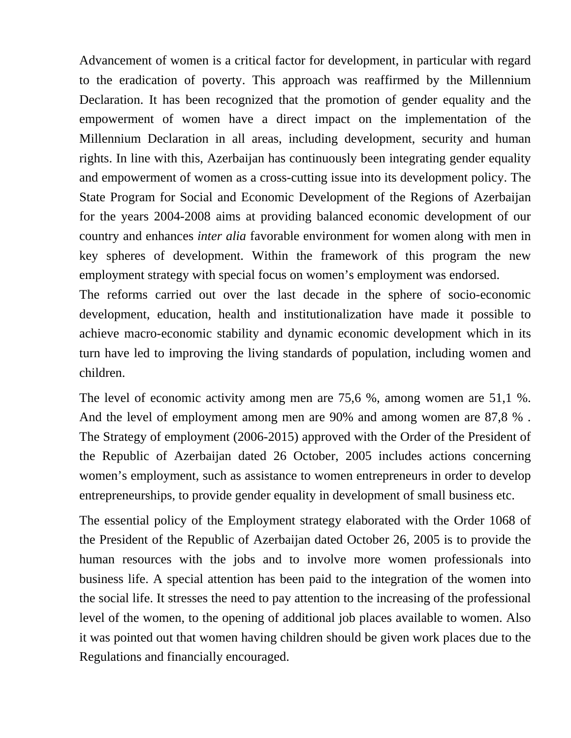Advancement of women is a critical factor for development, in particular with regard to the eradication of poverty. This approach was reaffirmed by the Millennium Declaration. It has been recognized that the promotion of gender equality and the empowerment of women have a direct impact on the implementation of the Millennium Declaration in all areas, including development, security and human rights. In line with this, Azerbaijan has continuously been integrating gender equality and empowerment of women as a cross-cutting issue into its development policy. The State Program for Social and Economic Development of the Regions of Azerbaijan for the years 2004-2008 aims at providing balanced economic development of our country and enhances *inter alia* favorable environment for women along with men in key spheres of development. Within the framework of this program the new employment strategy with special focus on women's employment was endorsed.

The reforms carried out over the last decade in the sphere of socio-economic development, education, health and institutionalization have made it possible to achieve macro-economic stability and dynamic economic development which in its turn have led to improving the living standards of population, including women and children.

The level of economic activity among men are 75,6 %, among women are 51,1 %. And the level of employment among men are 90% and among women are 87,8 % . The Strategy of employment (2006-2015) approved with the Order of the President of the Republic of Azerbaijan dated 26 October, 2005 includes actions concerning women's employment, such as assistance to women entrepreneurs in order to develop entrepreneurships, to provide gender equality in development of small business etc.

The essential policy of the Employment strategy elaborated with the Order 1068 of the President of the Republic of Azerbaijan dated October 26, 2005 is to provide the human resources with the jobs and to involve more women professionals into business life. A special attention has been paid to the integration of the women into the social life. It stresses the need to pay attention to the increasing of the professional level of the women, to the opening of additional job places available to women. Also it was pointed out that women having children should be given work places due to the Regulations and financially encouraged.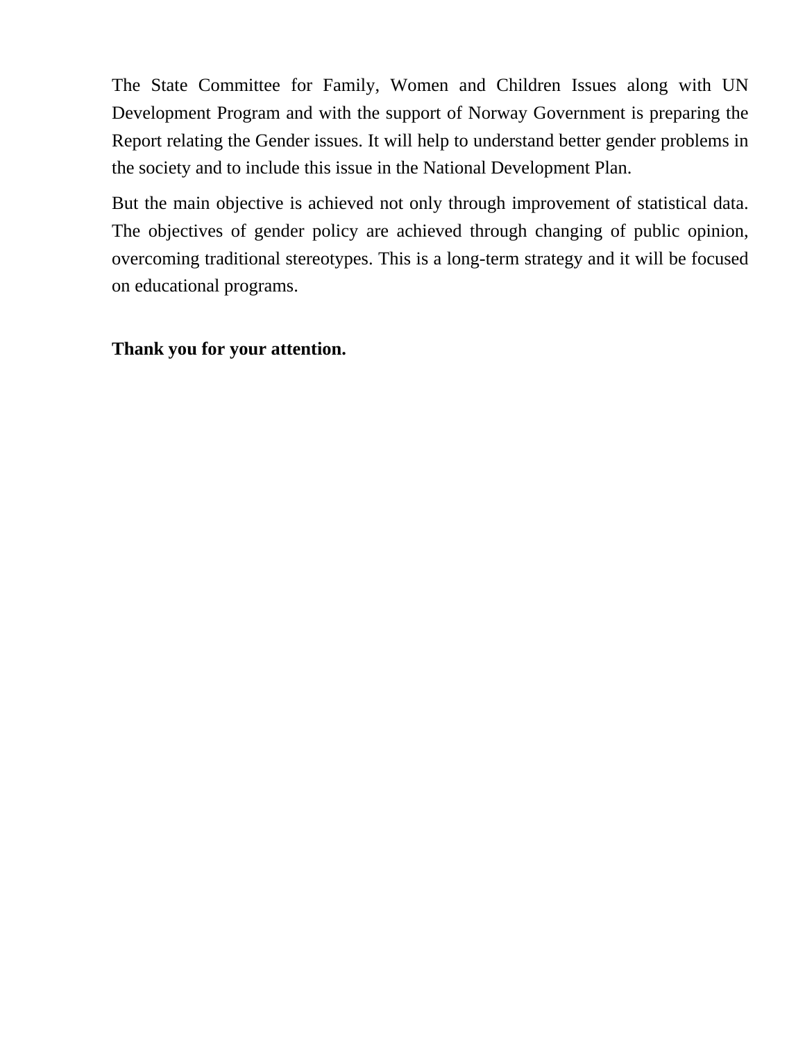The State Committee for Family, Women and Children Issues along with UN Development Program and with the support of Norway Government is preparing the Report relating the Gender issues. It will help to understand better gender problems in the society and to include this issue in the National Development Plan.

But the main objective is achieved not only through improvement of statistical data. The objectives of gender policy are achieved through changing of public opinion, overcoming traditional stereotypes. This is a long-term strategy and it will be focused on educational programs.

**Thank you for your attention.**